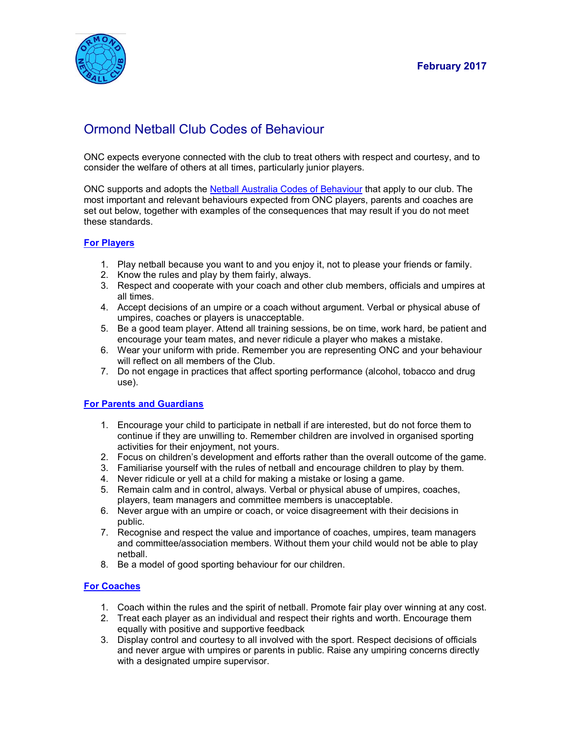February 2017

# Ormond Netball Club Codes of Behaviour

ONC expects everyone connected with the club to treat others with respect and courtesy, and to consider the welfare of others at all times, particularly junior players.

ONC supports and adopts the Netball Australia Codes of Behaviour that apply to our club. The most important and relevant behaviours expected from ONC players, parents and coaches are set out below, together with examples of the consequences that may result if you do not meet these standards.

## For Players

1. Play netball because you want to and you enjoy it, not to please your friends or family.
2. Know the rules and play by them fairly, always.
3. Respect and cooperate with your coach and other club members, officials and umpires at all times.
4. Accept decisions of an umpire or a coach without argument. Verbal or physical abuse of umpires, coaches or players is unacceptable.
5. Be a good team player. Attend all training sessions, be on time, work hard, be patient and encourage your team mates, and never ridicule a player who makes a mistake.
6. Wear your uniform with pride. Remember you are representing ONC and your behaviour will reflect on all members of the Club.
7. Do not engage in practices that affect sporting performance (alcohol, tobacco and drug use).

## For Parents and Guardians

1. Encourage your child to participate in netball if are interested, but do not force them to continue if they are unwilling to. Remember children are involved in organised sporting activities for their enjoyment, not yours.
2. Focus on children's development and efforts rather than the overall outcome of the game.
3. Familiarise yourself with the rules of netball and encourage children to play by them.
4. Never ridicule or yell at a child for making a mistake or losing a game.
5. Remain calm and in control, always. Verbal or physical abuse of umpires, coaches, players, team managers and committee members is unacceptable.
6. Never argue with an umpire or coach, or voice disagreement with their decisions in public.
7. Recognise and respect the value and importance of coaches, umpires, team managers and committee/association members. Without them your child would not be able to play netball.
8. Be a model of good sporting behaviour for our children.

## For Coaches

1. Coach within the rules and the spirit of netball. Promote fair play over winning at any cost.
2. Treat each player as an individual and respect their rights and worth. Encourage them equally with positive and supportive feedback
3. Display control and courtesy to all involved with the sport. Respect decisions of officials and never argue with umpires or parents in public. Raise any umpiring concerns directly with a designated umpire supervisor.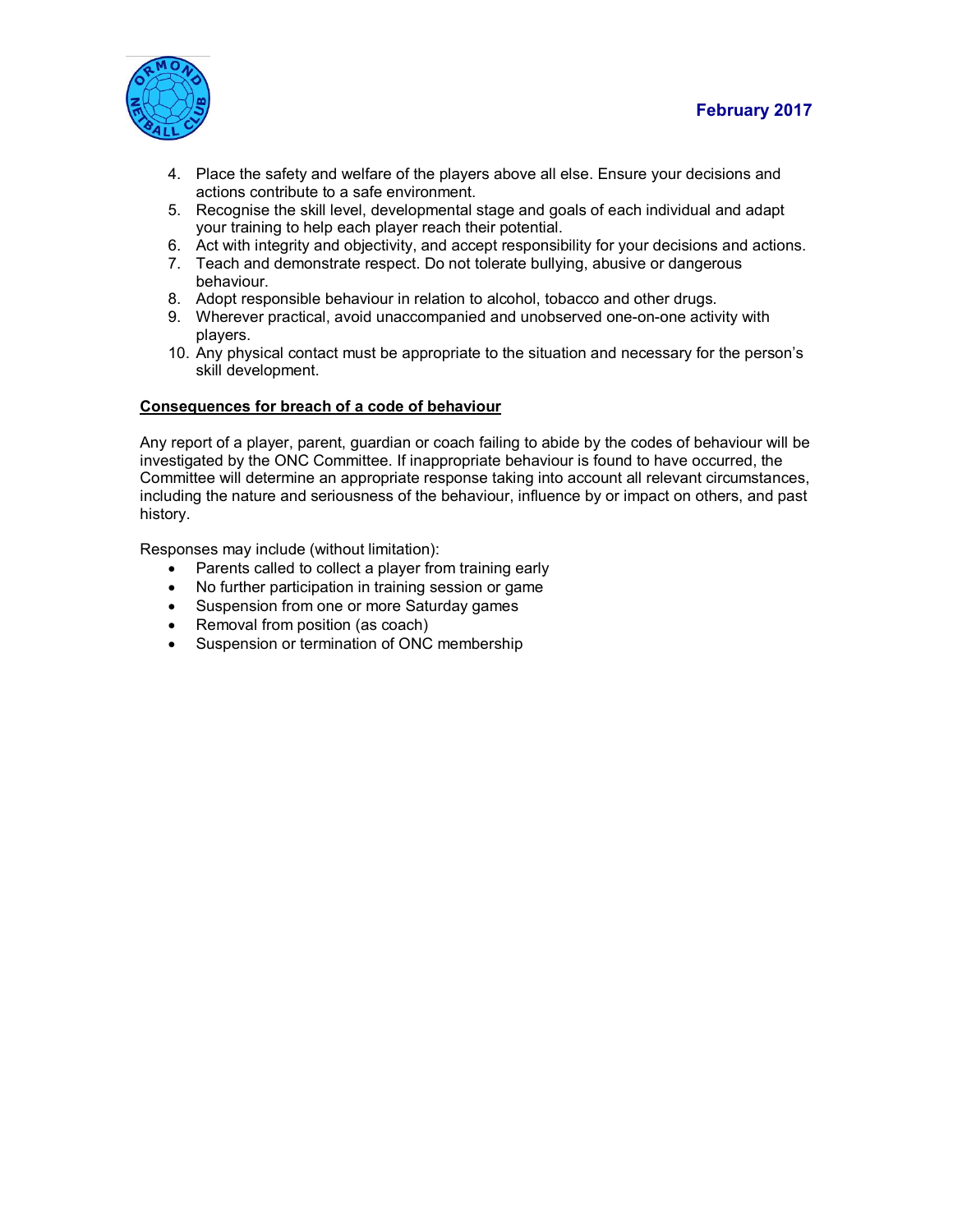4. Place the safety and welfare of the players above all else. Ensure your decisions and actions contribute to a safe environment.
5. Recognise the skill level, developmental stage and goals of each individual and adapt your training to help each player reach their potential.
6. Act with integrity and objectivity, and accept responsibility for your decisions and actions.
7. Teach and demonstrate respect. Do not tolerate bullying, abusive or dangerous behaviour.
8. Adopt responsible behaviour in relation to alcohol, tobacco and other drugs.
9. Wherever practical, avoid unaccompanied and unobserved one-on-one activity with players.
10. Any physical contact must be appropriate to the situation and necessary for the person's skill development.

**Consequences for breach of a code of behaviour**

Any report of a player, parent, guardian or coach failing to abide by the codes of behaviour will be investigated by the ONC Committee. If inappropriate behaviour is found to have occurred, the Committee will determine an appropriate response taking into account all relevant circumstances, including the nature and seriousness of the behaviour, influence by or impact on others, and past history.

Responses may include (without limitation):

- Parents called to collect a player from training early
- No further participation in training session or game
- Suspension from one or more Saturday games
- Removal from position (as coach)
- Suspension or termination of ONC membership